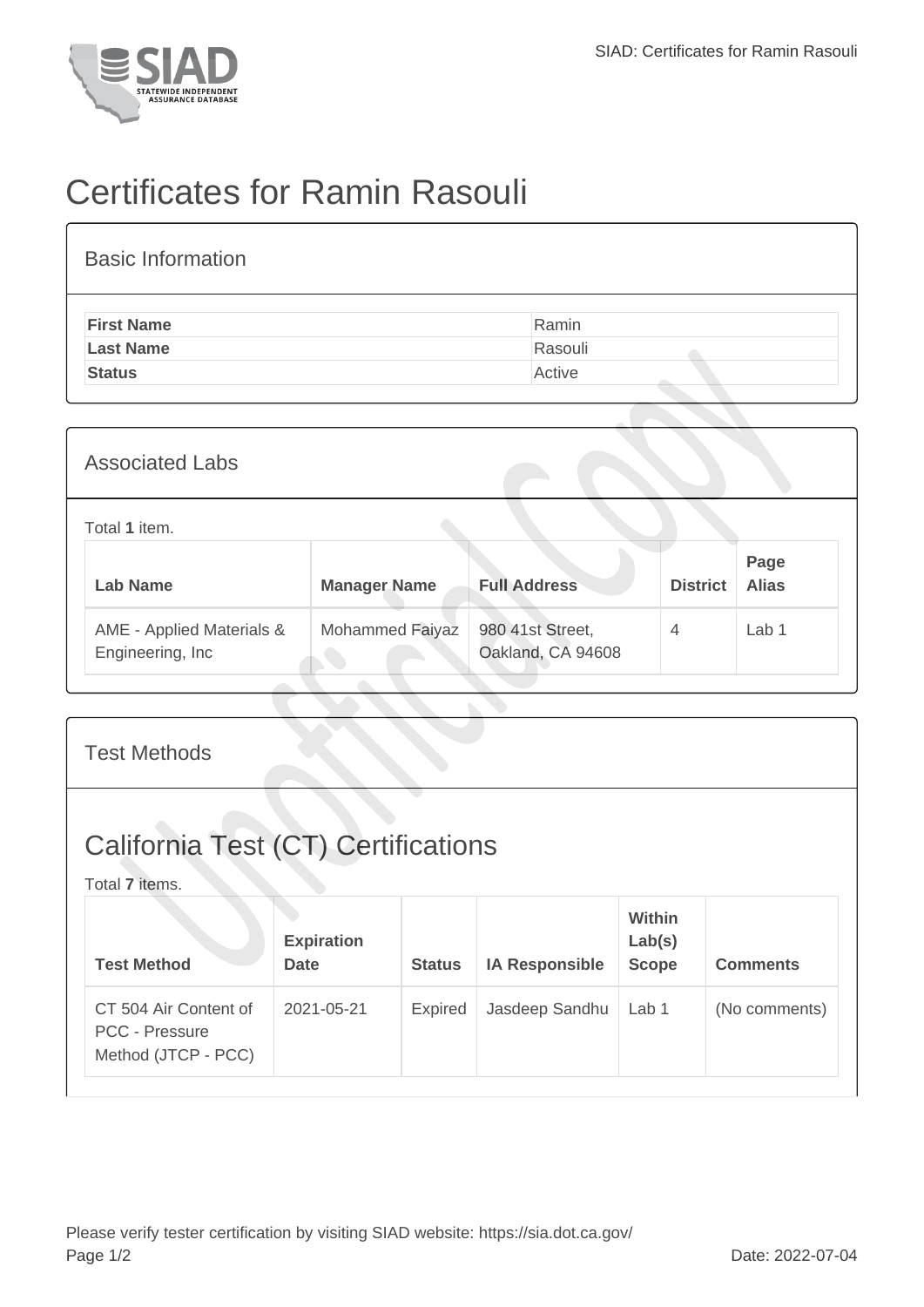# Certificates for Ramin Rasouli

## Basic Information

| | |
|---|---|
| **First Name** | Ramin |
| **Last Name** | Rasouli |
| **Status** | Active |

## Associated Labs

Total **1** item.

| Lab Name | Manager Name | Full Address | District | Page Alias |
|---|---|---|---|---|
| AME - Applied Materials & Engineering, Inc | Mohammed Faiyaz | 980 41st Street, Oakland, CA 94608 | 4 | Lab 1 |

## Test Methods

## California Test (CT) Certifications

Total **7** items.

| Test Method | Expiration Date | Status | IA Responsible | Within Lab(s) Scope | Comments |
|---|---|---|---|---|---|
| CT 504 Air Content of PCC - Pressure Method (JTCP - PCC) | 2021-05-21 | Expired | Jasdeep Sandhu | Lab 1 | (No comments) |

Please verify tester certification by visiting SIAD website: https://sia.dot.ca.gov/

Date: 2022-07-04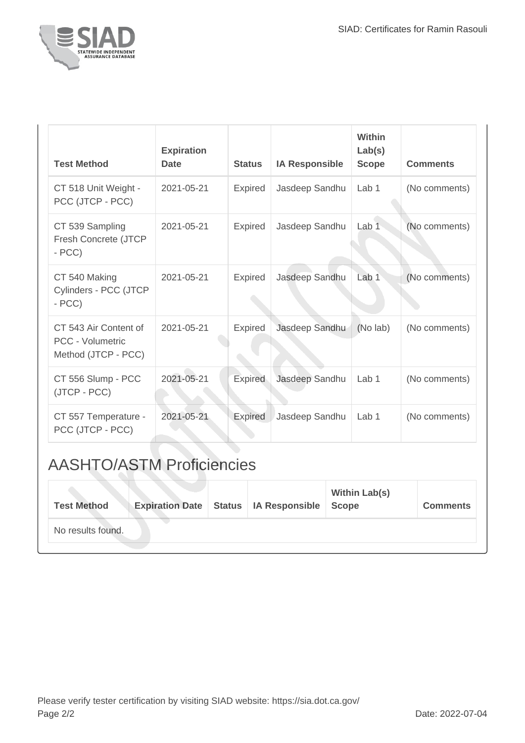| Test Method | Expiration Date | Status | IA Responsible | Within Lab(s) Scope | Comments |
| --- | --- | --- | --- | --- | --- |
| CT 518 Unit Weight - PCC (JTCP - PCC) | 2021-05-21 | Expired | Jasdeep Sandhu | Lab 1 | (No comments) |
| CT 539 Sampling Fresh Concrete (JTCP - PCC) | 2021-05-21 | Expired | Jasdeep Sandhu | Lab 1 | (No comments) |
| CT 540 Making Cylinders - PCC (JTCP - PCC) | 2021-05-21 | Expired | Jasdeep Sandhu | Lab 1 | (No comments) |
| CT 543 Air Content of PCC - Volumetric Method (JTCP - PCC) | 2021-05-21 | Expired | Jasdeep Sandhu | (No lab) | (No comments) |
| CT 556 Slump - PCC (JTCP - PCC) | 2021-05-21 | Expired | Jasdeep Sandhu | Lab 1 | (No comments) |
| CT 557 Temperature - PCC (JTCP - PCC) | 2021-05-21 | Expired | Jasdeep Sandhu | Lab 1 | (No comments) |

## AASHTO/ASTM Proficiencies

| Test Method | Expiration Date | Status | IA Responsible | Within Lab(s) Scope | Comments |
| --- | --- | --- | --- | --- | --- |
| No results found. | | | | | |

Please verify tester certification by visiting SIAD website: https://sia.dot.ca.gov/

Date: 2022-07-04